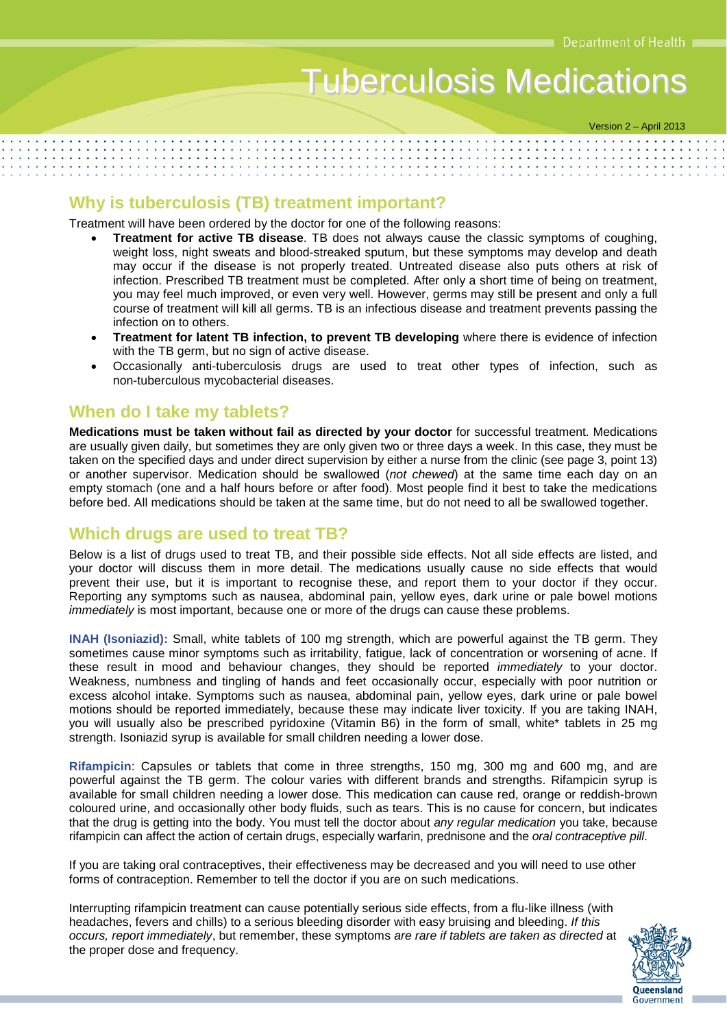# Tuberculosis Medications

Department of Health

Version 2 – April 2013

## Why is tuberculosis (TB) treatment important?

Treatment will have been ordered by the doctor for one of the following reasons:

- **Treatment for active TB disease**. TB does not always cause the classic symptoms of coughing, weight loss, night sweats and blood-streaked sputum, but these symptoms may develop and death may occur if the disease is not properly treated. Untreated disease also puts others at risk of infection. Prescribed TB treatment must be completed. After only a short time of being on treatment, you may feel much improved, or even very well. However, germs may still be present and only a full course of treatment will kill all germs. TB is an infectious disease and treatment prevents passing the infection on to others.
- **Treatment for latent TB infection, to prevent TB developing** where there is evidence of infection with the TB germ, but no sign of active disease.
- Occasionally anti-tuberculosis drugs are used to treat other types of infection, such as non-tuberculous mycobacterial diseases.

## When do I take my tablets?

**Medications must be taken without fail as directed by your doctor** for successful treatment. Medications are usually given daily, but sometimes they are only given two or three days a week. In this case, they must be taken on the specified days and under direct supervision by either a nurse from the clinic (see page 3, point 13) or another supervisor. Medication should be swallowed (*not chewed*) at the same time each day on an empty stomach (one and a half hours before or after food). Most people find it best to take the medications before bed. All medications should be taken at the same time, but do not need to all be swallowed together.

## Which drugs are used to treat TB?

Below is a list of drugs used to treat TB, and their possible side effects. Not all side effects are listed, and your doctor will discuss them in more detail. The medications usually cause no side effects that would prevent their use, but it is important to recognise these, and report them to your doctor if they occur. Reporting any symptoms such as nausea, abdominal pain, yellow eyes, dark urine or pale bowel motions *immediately* is most important, because one or more of the drugs can cause these problems.

**INAH (Isoniazid):** Small, white tablets of 100 mg strength, which are powerful against the TB germ. They sometimes cause minor symptoms such as irritability, fatigue, lack of concentration or worsening of acne. If these result in mood and behaviour changes, they should be reported *immediately* to your doctor. Weakness, numbness and tingling of hands and feet occasionally occur, especially with poor nutrition or excess alcohol intake. Symptoms such as nausea, abdominal pain, yellow eyes, dark urine or pale bowel motions should be reported immediately, because these may indicate liver toxicity. If you are taking INAH, you will usually also be prescribed pyridoxine (Vitamin B6) in the form of small, white* tablets in 25 mg strength. Isoniazid syrup is available for small children needing a lower dose.

**Rifampicin**: Capsules or tablets that come in three strengths, 150 mg, 300 mg and 600 mg, and are powerful against the TB germ. The colour varies with different brands and strengths. Rifampicin syrup is available for small children needing a lower dose. This medication can cause red, orange or reddish-brown coloured urine, and occasionally other body fluids, such as tears. This is no cause for concern, but indicates that the drug is getting into the body. You must tell the doctor about *any regular medication* you take, because rifampicin can affect the action of certain drugs, especially warfarin, prednisone and the *oral contraceptive pill*.

If you are taking oral contraceptives, their effectiveness may be decreased and you will need to use other forms of contraception. Remember to tell the doctor if you are on such medications.

Interrupting rifampicin treatment can cause potentially serious side effects, from a flu-like illness (with headaches, fevers and chills) to a serious bleeding disorder with easy bruising and bleeding. *If this occurs, report immediately*, but remember, these symptoms *are rare if tablets are taken as directed* at the proper dose and frequency.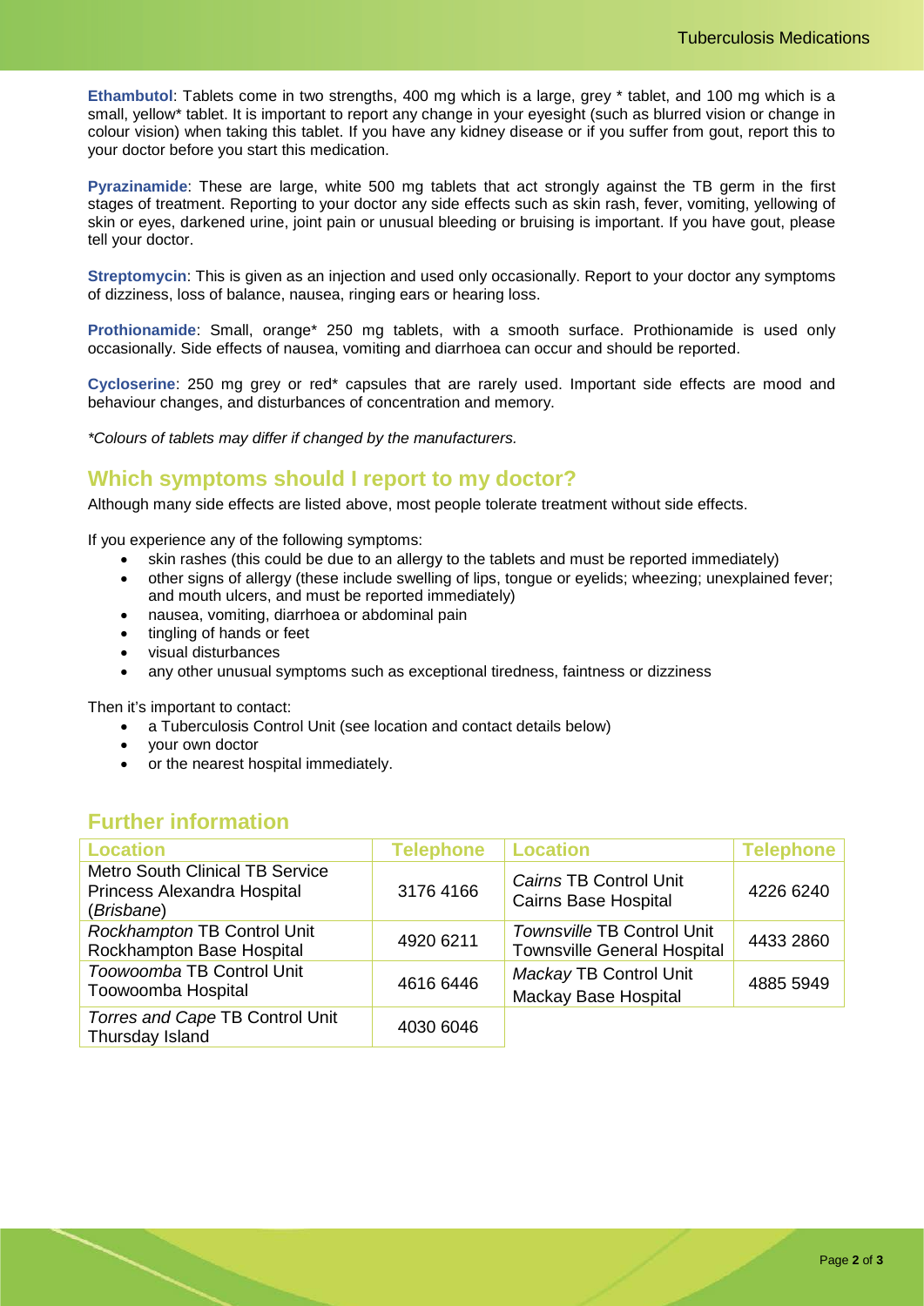**Ethambutol**: Tablets come in two strengths, 400 mg which is a large, grey * tablet, and 100 mg which is a small, yellow* tablet. It is important to report any change in your eyesight (such as blurred vision or change in colour vision) when taking this tablet. If you have any kidney disease or if you suffer from gout, report this to your doctor before you start this medication.

**Pyrazinamide**: These are large, white 500 mg tablets that act strongly against the TB germ in the first stages of treatment. Reporting to your doctor any side effects such as skin rash, fever, vomiting, yellowing of skin or eyes, darkened urine, joint pain or unusual bleeding or bruising is important. If you have gout, please tell your doctor.

**Streptomycin**: This is given as an injection and used only occasionally. Report to your doctor any symptoms of dizziness, loss of balance, nausea, ringing ears or hearing loss.

**Prothionamide**: Small, orange* 250 mg tablets, with a smooth surface. Prothionamide is used only occasionally. Side effects of nausea, vomiting and diarrhoea can occur and should be reported.

**Cycloserine**: 250 mg grey or red* capsules that are rarely used. Important side effects are mood and behaviour changes, and disturbances of concentration and memory.

*\*Colours of tablets may differ if changed by the manufacturers.*

## Which symptoms should I report to my doctor?

Although many side effects are listed above, most people tolerate treatment without side effects.

If you experience any of the following symptoms:

- skin rashes (this could be due to an allergy to the tablets and must be reported immediately)
- other signs of allergy (these include swelling of lips, tongue or eyelids; wheezing; unexplained fever; and mouth ulcers, and must be reported immediately)
- nausea, vomiting, diarrhoea or abdominal pain
- tingling of hands or feet
- visual disturbances
- any other unusual symptoms such as exceptional tiredness, faintness or dizziness

Then it's important to contact:

- a Tuberculosis Control Unit (see location and contact details below)
- your own doctor
- or the nearest hospital immediately.

## Further information

| Location | Telephone | Location | Telephone |
|---|---|---|---|
| Metro South Clinical TB Service Princess Alexandra Hospital (*Brisbane*) | 3176 4166 | *Cairns* TB Control Unit Cairns Base Hospital | 4226 6240 |
| *Rockhampton* TB Control Unit Rockhampton Base Hospital | 4920 6211 | *Townsville* TB Control Unit Townsville General Hospital | 4433 2860 |
| *Toowoomba* TB Control Unit Toowoomba Hospital | 4616 6446 | *Mackay* TB Control Unit Mackay Base Hospital | 4885 5949 |
| *Torres and Cape* TB Control Unit Thursday Island | 4030 6046 | | |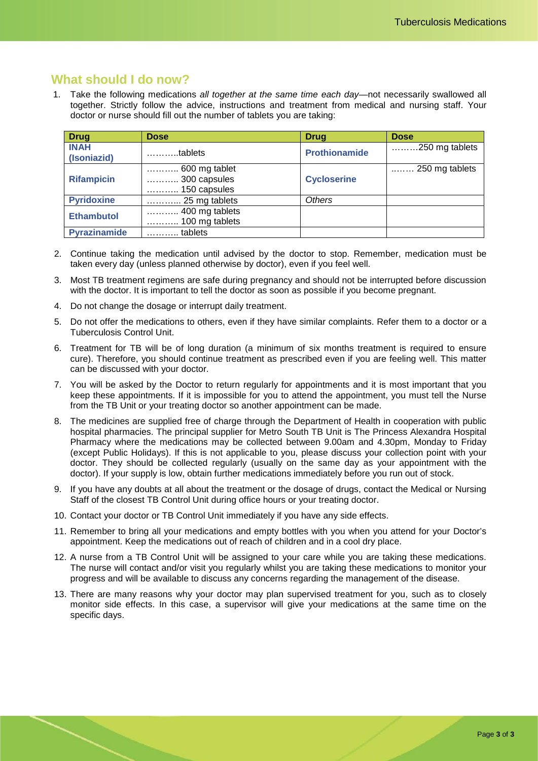## What should I do now?

1. Take the following medications *all together at the same time each day*—not necessarily swallowed all together. Strictly follow the advice, instructions and treatment from medical and nursing staff. Your doctor or nurse should fill out the number of tablets you are taking:

| Drug | Dose | Drug | Dose |
|---|---|---|---|
| **INAH (Isoniazid)** | ………..tablets | **Prothionamide** | ………250 mg tablets |
| **Rifampicin** | ……….. 600 mg tablet<br>……….. 300 capsules<br>……….. 150 capsules | **Cycloserine** | ..…… 250 mg tablets |
| **Pyridoxine** | ………... 25 mg tablets | *Others* | |
| **Ethambutol** | ……….. 400 mg tablets<br>……….. 100 mg tablets | | |
| **Pyrazinamide** | ……….. tablets | | |

2. Continue taking the medication until advised by the doctor to stop. Remember, medication must be taken every day (unless planned otherwise by doctor), even if you feel well.
3. Most TB treatment regimens are safe during pregnancy and should not be interrupted before discussion with the doctor. It is important to tell the doctor as soon as possible if you become pregnant.
4. Do not change the dosage or interrupt daily treatment.
5. Do not offer the medications to others, even if they have similar complaints. Refer them to a doctor or a Tuberculosis Control Unit.
6. Treatment for TB will be of long duration (a minimum of six months treatment is required to ensure cure). Therefore, you should continue treatment as prescribed even if you are feeling well. This matter can be discussed with your doctor.
7. You will be asked by the Doctor to return regularly for appointments and it is most important that you keep these appointments. If it is impossible for you to attend the appointment, you must tell the Nurse from the TB Unit or your treating doctor so another appointment can be made.
8. The medicines are supplied free of charge through the Department of Health in cooperation with public hospital pharmacies. The principal supplier for Metro South TB Unit is The Princess Alexandra Hospital Pharmacy where the medications may be collected between 9.00am and 4.30pm, Monday to Friday (except Public Holidays). If this is not applicable to you, please discuss your collection point with your doctor. They should be collected regularly (usually on the same day as your appointment with the doctor). If your supply is low, obtain further medications immediately before you run out of stock.
9. If you have any doubts at all about the treatment or the dosage of drugs, contact the Medical or Nursing Staff of the closest TB Control Unit during office hours or your treating doctor.
10. Contact your doctor or TB Control Unit immediately if you have any side effects.
11. Remember to bring all your medications and empty bottles with you when you attend for your Doctor's appointment. Keep the medications out of reach of children and in a cool dry place.
12. A nurse from a TB Control Unit will be assigned to your care while you are taking these medications. The nurse will contact and/or visit you regularly whilst you are taking these medications to monitor your progress and will be available to discuss any concerns regarding the management of the disease.
13. There are many reasons why your doctor may plan supervised treatment for you, such as to closely monitor side effects. In this case, a supervisor will give your medications at the same time on the specific days.